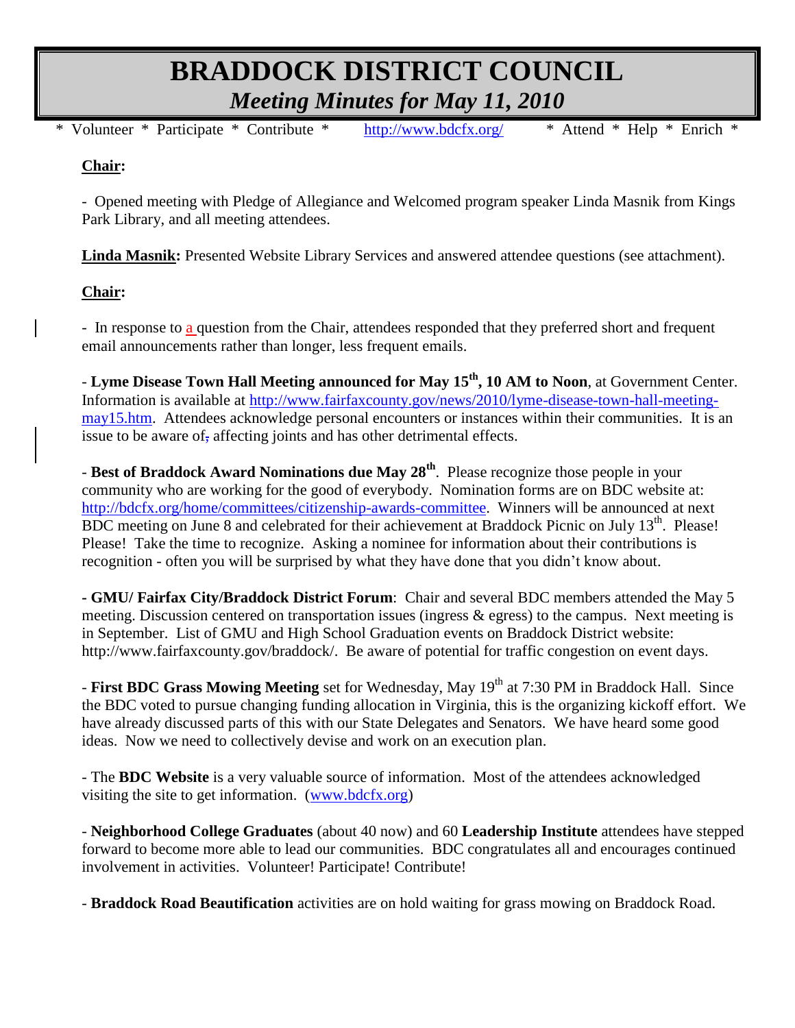# BRADDOCK DISTRICT COUNCIL

## *Meeting Minutes for May 11, 2010*

\* Volunteer \* Participate \* Contribute \* http://www.bdcfx.org/ \* Attend \* Help \* Enrich \*

**Chair:**

- Opened meeting with Pledge of Allegiance and Welcomed program speaker Linda Masnik from Kings Park Library, and all meeting attendees.

**Linda Masnik:** Presented Website Library Services and answered attendee questions (see attachment).

**Chair:**

- In response to a question from the Chair, attendees responded that they preferred short and frequent email announcements rather than longer, less frequent emails.

- **Lyme Disease Town Hall Meeting announced for May 15th, 10 AM to Noon**, at Government Center. Information is available at http://www.fairfaxcounty.gov/news/2010/lyme-disease-town-hall-meeting-may15.htm. Attendees acknowledge personal encounters or instances within their communities. It is an issue to be aware of, affecting joints and has other detrimental effects.

- **Best of Braddock Award Nominations due May 28th**. Please recognize those people in your community who are working for the good of everybody. Nomination forms are on BDC website at: http://bdcfx.org/home/committees/citizenship-awards-committee. Winners will be announced at next BDC meeting on June 8 and celebrated for their achievement at Braddock Picnic on July 13th. Please! Please! Take the time to recognize. Asking a nominee for information about their contributions is recognition - often you will be surprised by what they have done that you didn't know about.

- **GMU/ Fairfax City/Braddock District Forum**: Chair and several BDC members attended the May 5 meeting. Discussion centered on transportation issues (ingress & egress) to the campus. Next meeting is in September. List of GMU and High School Graduation events on Braddock District website: http://www.fairfaxcounty.gov/braddock/. Be aware of potential for traffic congestion on event days.

- **First BDC Grass Mowing Meeting** set for Wednesday, May 19th at 7:30 PM in Braddock Hall. Since the BDC voted to pursue changing funding allocation in Virginia, this is the organizing kickoff effort. We have already discussed parts of this with our State Delegates and Senators. We have heard some good ideas. Now we need to collectively devise and work on an execution plan.

- The **BDC Website** is a very valuable source of information. Most of the attendees acknowledged visiting the site to get information. (www.bdcfx.org)

- **Neighborhood College Graduates** (about 40 now) and 60 **Leadership Institute** attendees have stepped forward to become more able to lead our communities. BDC congratulates all and encourages continued involvement in activities. Volunteer! Participate! Contribute!

- **Braddock Road Beautification** activities are on hold waiting for grass mowing on Braddock Road.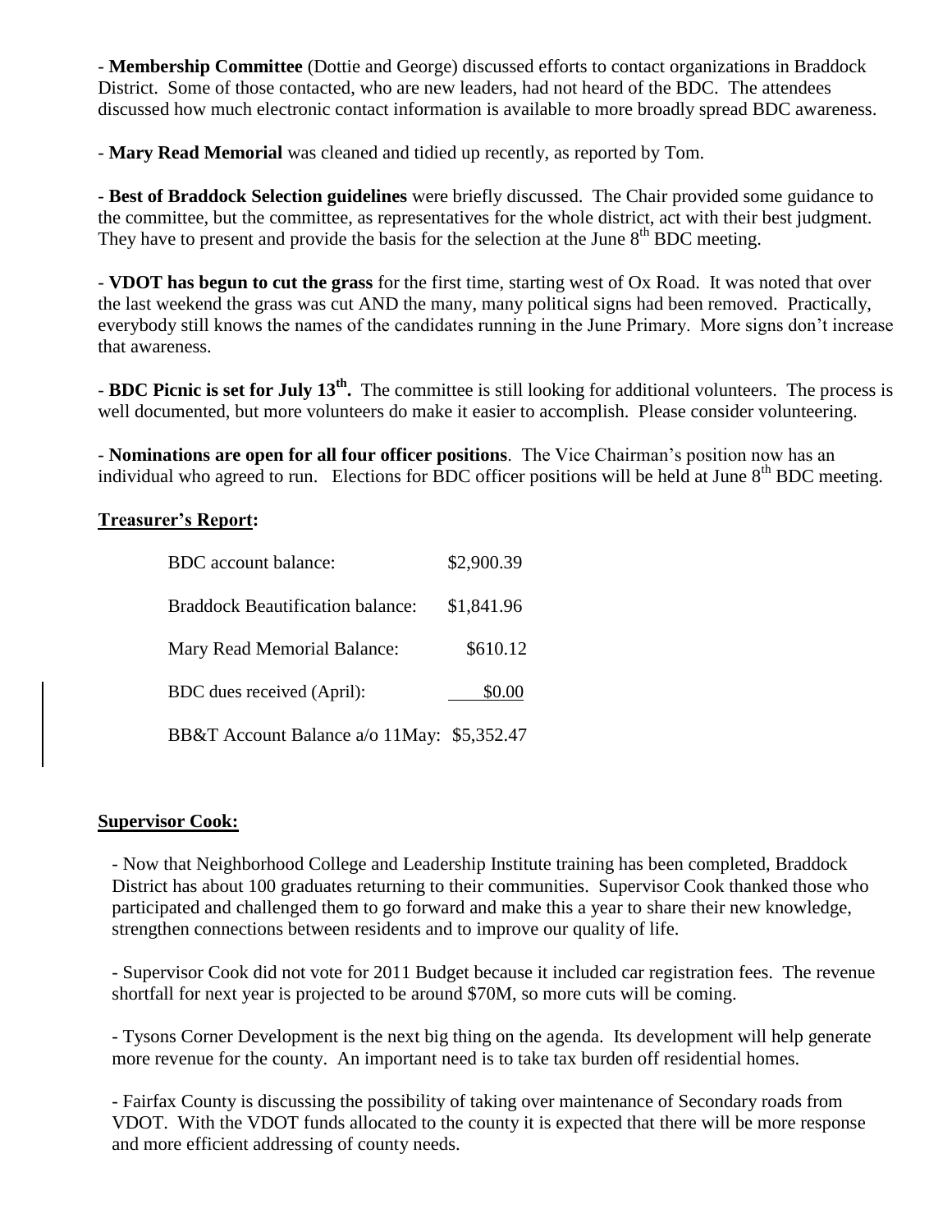- **Membership Committee** (Dottie and George) discussed efforts to contact organizations in Braddock District. Some of those contacted, who are new leaders, had not heard of the BDC. The attendees discussed how much electronic contact information is available to more broadly spread BDC awareness.

- **Mary Read Memorial** was cleaned and tidied up recently, as reported by Tom.

- **Best of Braddock Selection guidelines** were briefly discussed. The Chair provided some guidance to the committee, but the committee, as representatives for the whole district, act with their best judgment. They have to present and provide the basis for the selection at the June 8th BDC meeting.

- **VDOT has begun to cut the grass** for the first time, starting west of Ox Road. It was noted that over the last weekend the grass was cut AND the many, many political signs had been removed. Practically, everybody still knows the names of the candidates running in the June Primary. More signs don't increase that awareness.

- **BDC Picnic is set for July 13th.** The committee is still looking for additional volunteers. The process is well documented, but more volunteers do make it easier to accomplish. Please consider volunteering.

- **Nominations are open for all four officer positions**. The Vice Chairman's position now has an individual who agreed to run. Elections for BDC officer positions will be held at June 8th BDC meeting.

## Treasurer's Report:

| | |
|---|---|
| BDC account balance: | $2,900.39 |
| Braddock Beautification balance: | $1,841.96 |
| Mary Read Memorial Balance: | $610.12 |
| BDC dues received (April): | $0.00 |
| BB&T Account Balance a/o 11May: | $5,352.47 |

## Supervisor Cook:

- Now that Neighborhood College and Leadership Institute training has been completed, Braddock District has about 100 graduates returning to their communities. Supervisor Cook thanked those who participated and challenged them to go forward and make this a year to share their new knowledge, strengthen connections between residents and to improve our quality of life.

- Supervisor Cook did not vote for 2011 Budget because it included car registration fees. The revenue shortfall for next year is projected to be around $70M, so more cuts will be coming.

- Tysons Corner Development is the next big thing on the agenda. Its development will help generate more revenue for the county. An important need is to take tax burden off residential homes.

- Fairfax County is discussing the possibility of taking over maintenance of Secondary roads from VDOT. With the VDOT funds allocated to the county it is expected that there will be more response and more efficient addressing of county needs.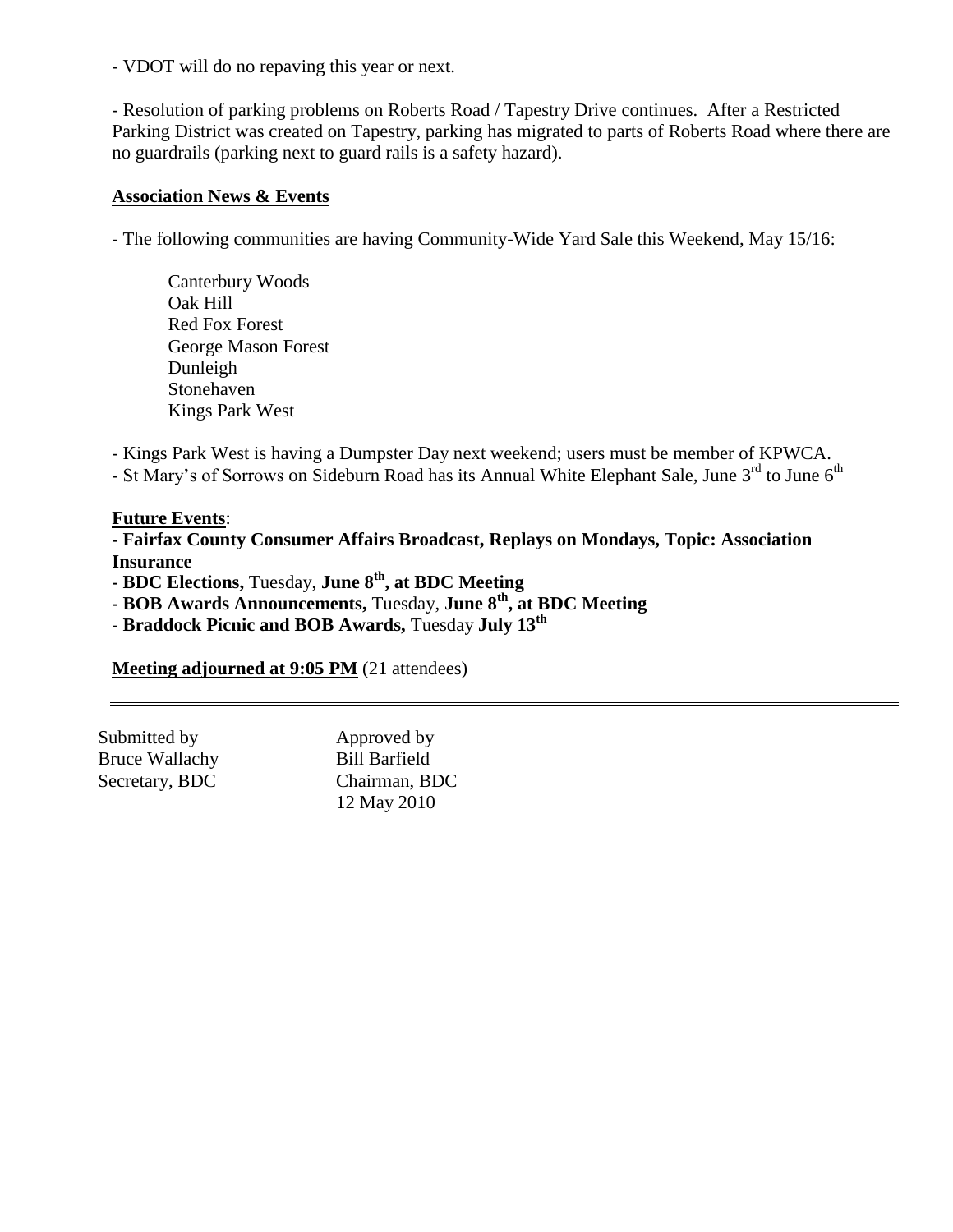- VDOT will do no repaving this year or next.

- Resolution of parking problems on Roberts Road / Tapestry Drive continues. After a Restricted Parking District was created on Tapestry, parking has migrated to parts of Roberts Road where there are no guardrails (parking next to guard rails is a safety hazard).

**Association News & Events**

- The following communities are having Community-Wide Yard Sale this Weekend, May 15/16:

  Canterbury Woods
  Oak Hill
  Red Fox Forest
  George Mason Forest
  Dunleigh
  Stonehaven
  Kings Park West

- Kings Park West is having a Dumpster Day next weekend; users must be member of KPWCA.
- St Mary's of Sorrows on Sideburn Road has its Annual White Elephant Sale, June 3rd to June 6th

**Future Events**:
**- Fairfax County Consumer Affairs Broadcast, Replays on Mondays, Topic: Association Insurance**
**- BDC Elections,** Tuesday, **June 8th, at BDC Meeting**
**- BOB Awards Announcements,** Tuesday, **June 8th, at BDC Meeting**
**- Braddock Picnic and BOB Awards,** Tuesday **July 13th**

**Meeting adjourned at 9:05 PM** (21 attendees)

---

| Submitted by | Approved by |
|---|---|
| Bruce Wallachy | Bill Barfield |
| Secretary, BDC | Chairman, BDC |
| | 12 May 2010 |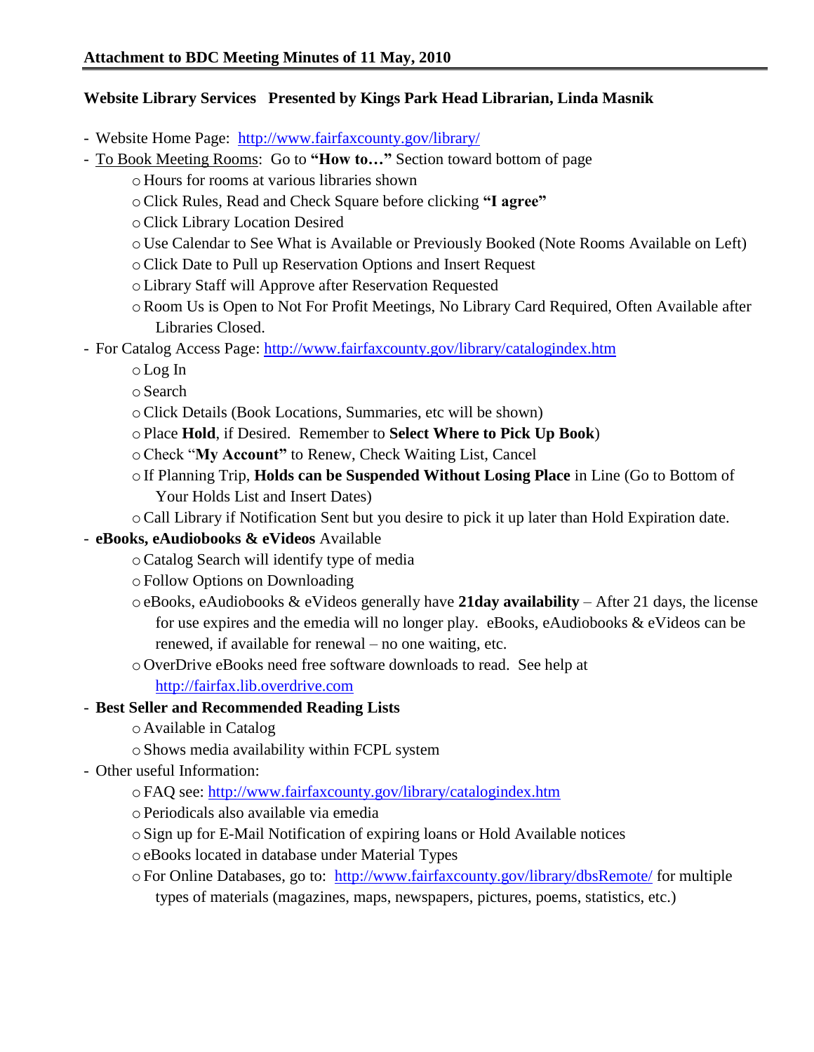**Attachment to BDC Meeting Minutes of 11 May, 2010**

**Website Library Services   Presented by Kings Park Head Librarian, Linda Masnik**

- Website Home Page: http://www.fairfaxcounty.gov/library/
- To Book Meeting Rooms: Go to **"How to…"** Section toward bottom of page
    - Hours for rooms at various libraries shown
    - Click Rules, Read and Check Square before clicking **"I agree"**
    - Click Library Location Desired
    - Use Calendar to See What is Available or Previously Booked (Note Rooms Available on Left)
    - Click Date to Pull up Reservation Options and Insert Request
    - Library Staff will Approve after Reservation Requested
    - Room Us is Open to Not For Profit Meetings, No Library Card Required, Often Available after Libraries Closed.
- For Catalog Access Page: http://www.fairfaxcounty.gov/library/catalogindex.htm
    - Log In
    - Search
    - Click Details (Book Locations, Summaries, etc will be shown)
    - Place **Hold**, if Desired. Remember to **Select Where to Pick Up Book**)
    - Check "**My Account"** to Renew, Check Waiting List, Cancel
    - If Planning Trip, **Holds can be Suspended Without Losing Place** in Line (Go to Bottom of Your Holds List and Insert Dates)
    - Call Library if Notification Sent but you desire to pick it up later than Hold Expiration date.
- **eBooks, eAudiobooks & eVideos** Available
    - Catalog Search will identify type of media
    - Follow Options on Downloading
    - eBooks, eAudiobooks & eVideos generally have **21day availability** – After 21 days, the license for use expires and the emedia will no longer play. eBooks, eAudiobooks & eVideos can be renewed, if available for renewal – no one waiting, etc.
    - OverDrive eBooks need free software downloads to read. See help at http://fairfax.lib.overdrive.com
- **Best Seller and Recommended Reading Lists**
    - Available in Catalog
    - Shows media availability within FCPL system
- Other useful Information:
    - FAQ see: http://www.fairfaxcounty.gov/library/catalogindex.htm
    - Periodicals also available via emedia
    - Sign up for E-Mail Notification of expiring loans or Hold Available notices
    - eBooks located in database under Material Types
    - For Online Databases, go to: http://www.fairfaxcounty.gov/library/dbsRemote/ for multiple types of materials (magazines, maps, newspapers, pictures, poems, statistics, etc.)